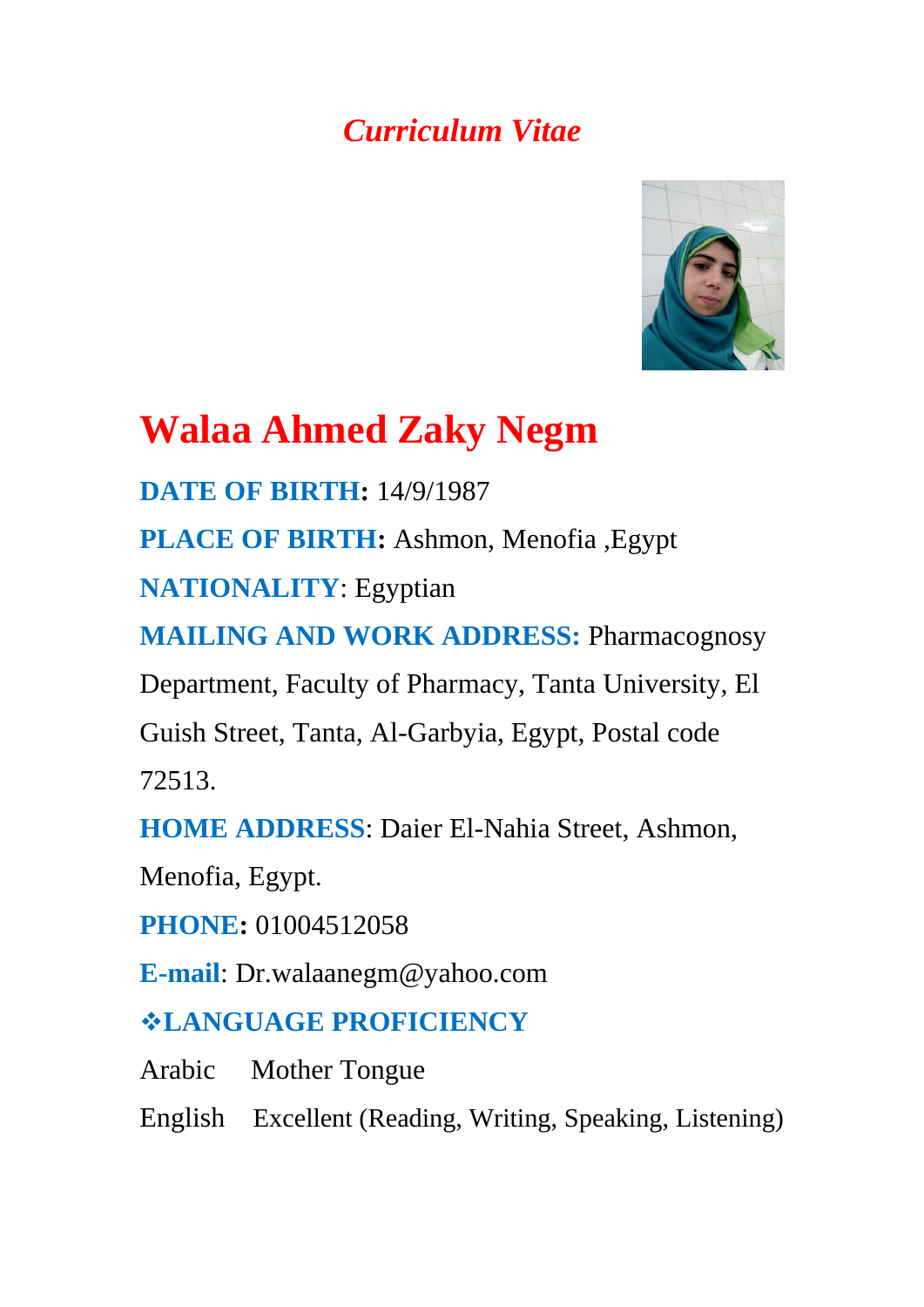# *Curriculum Vitae*

## Walaa Ahmed Zaky Negm

**DATE OF BIRTH:** 14/9/1987

**PLACE OF BIRTH:** Ashmon, Menofia ,Egypt

**NATIONALITY**: Egyptian

**MAILING AND WORK ADDRESS:** Pharmacognosy Department, Faculty of Pharmacy, Tanta University, El Guish Street, Tanta, Al-Garbyia, Egypt, Postal code 72513.

**HOME ADDRESS**: Daier El-Nahia Street, Ashmon, Menofia, Egypt.

**PHONE:** 01004512058

**E-mail**: Dr.walaanegm@yahoo.com

### ❖LANGUAGE PROFICIENCY

Arabic    Mother Tongue

English    Excellent (Reading, Writing, Speaking, Listening)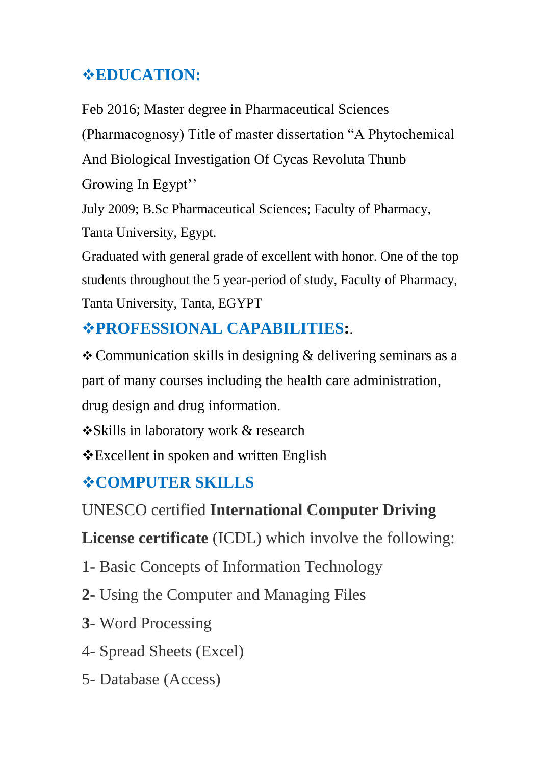## ❖EDUCATION:

Feb 2016; Master degree in Pharmaceutical Sciences (Pharmacognosy) Title of master dissertation “A Phytochemical And Biological Investigation Of Cycas Revoluta Thunb Growing In Egypt’’

July 2009; B.Sc Pharmaceutical Sciences; Faculty of Pharmacy, Tanta University, Egypt.

Graduated with general grade of excellent with honor. One of the top students throughout the 5 year-period of study, Faculty of Pharmacy, Tanta University, Tanta, EGYPT

## ❖PROFESSIONAL CAPABILITIES:.

❖ Communication skills in designing & delivering seminars as a part of many courses including the health care administration, drug design and drug information.

❖Skills in laboratory work & research

❖Excellent in spoken and written English

## ❖COMPUTER SKILLS

UNESCO certified **International Computer Driving License certificate** (ICDL) which involve the following:

1- Basic Concepts of Information Technology

**2**- Using the Computer and Managing Files

**3**- Word Processing

4- Spread Sheets (Excel)

5- Database (Access)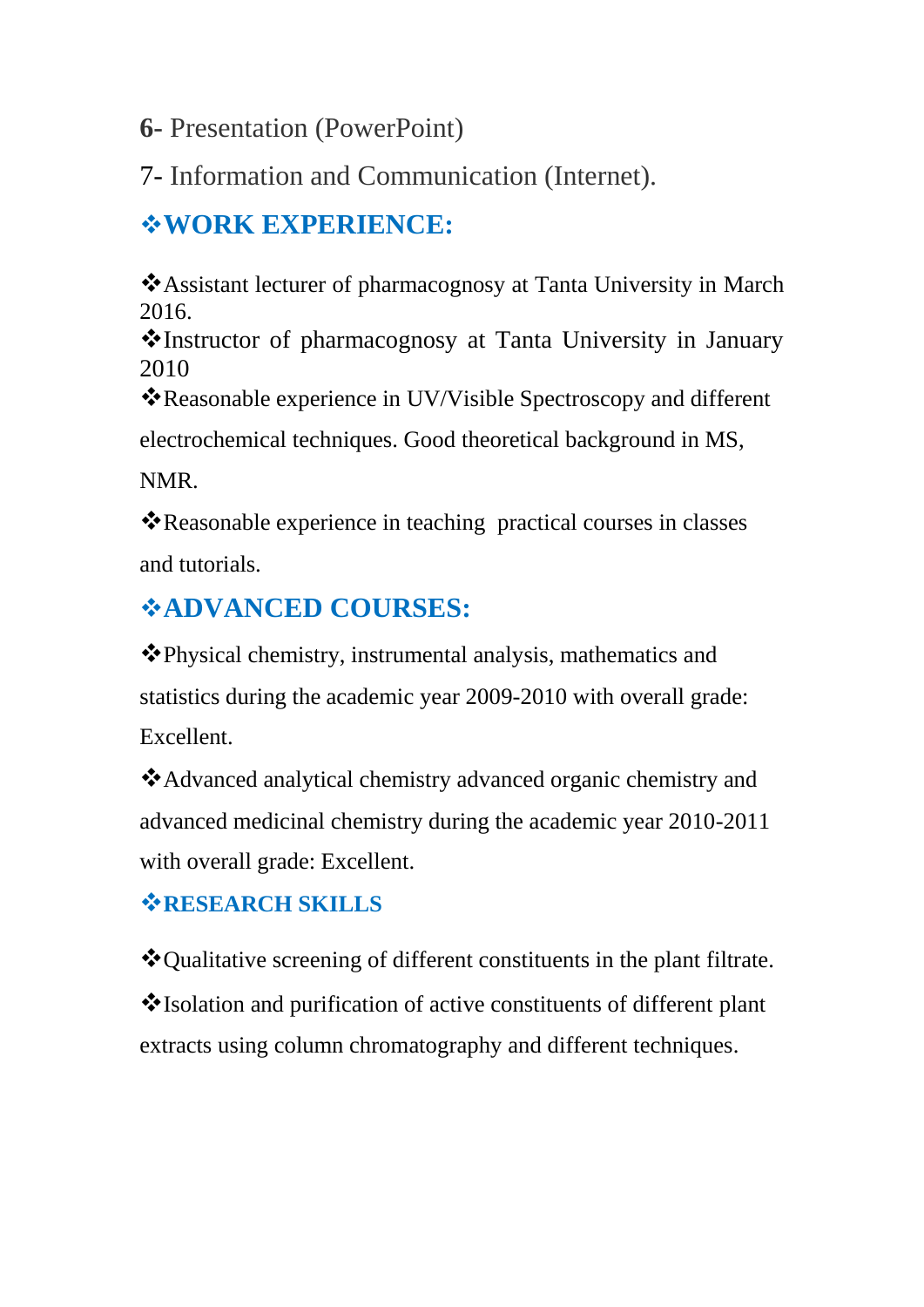**6-** Presentation (PowerPoint)

**7-** Information and Communication (Internet).

## ❖WORK EXPERIENCE:

❖Assistant lecturer of pharmacognosy at Tanta University in March 2016.

❖Instructor of pharmacognosy at Tanta University in January 2010

❖Reasonable experience in UV/Visible Spectroscopy and different electrochemical techniques. Good theoretical background in MS, NMR.

❖Reasonable experience in teaching practical courses in classes and tutorials.

## ❖ADVANCED COURSES:

❖Physical chemistry, instrumental analysis, mathematics and statistics during the academic year 2009-2010 with overall grade: Excellent.

❖Advanced analytical chemistry advanced organic chemistry and advanced medicinal chemistry during the academic year 2010-2011 with overall grade: Excellent.

### ❖RESEARCH SKILLS

❖Qualitative screening of different constituents in the plant filtrate.

❖Isolation and purification of active constituents of different plant extracts using column chromatography and different techniques.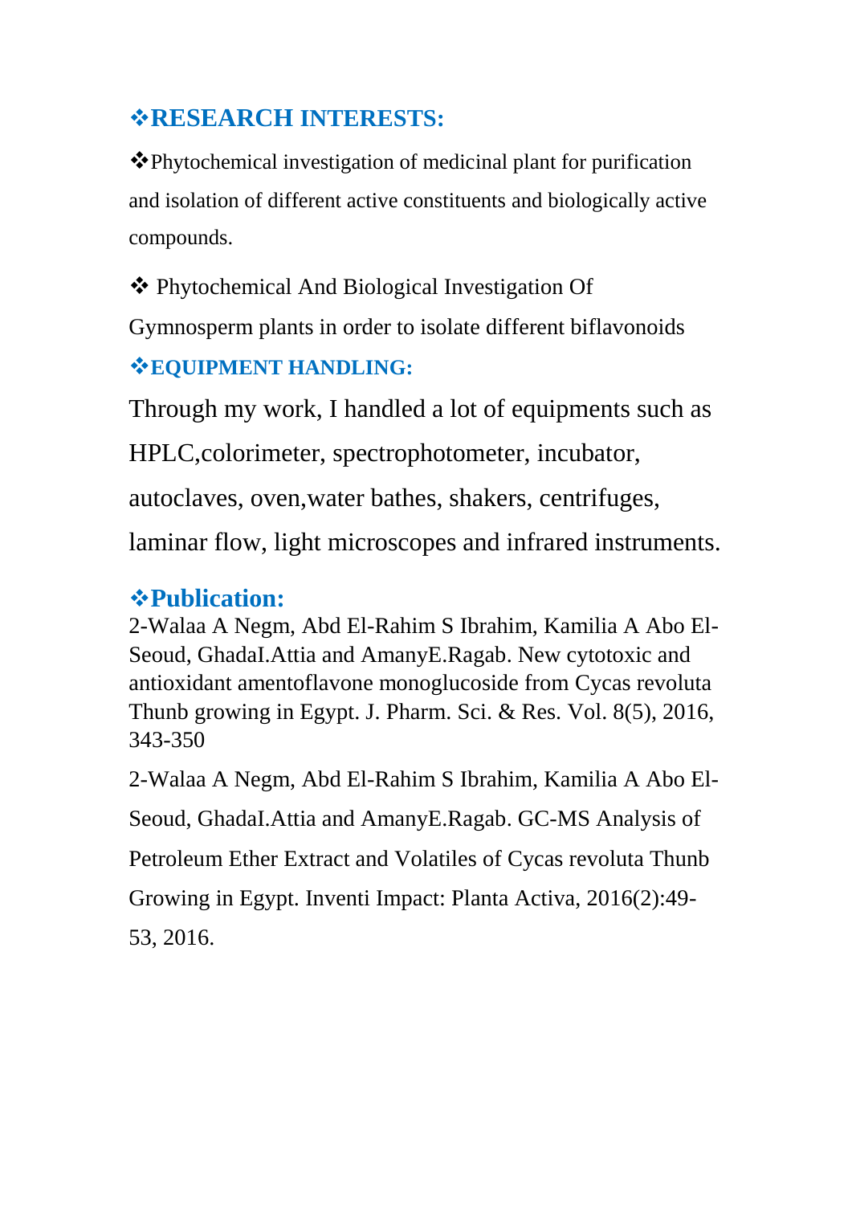## ❖RESEARCH INTERESTS:

❖Phytochemical investigation of medicinal plant for purification and isolation of different active constituents and biologically active compounds.

❖ Phytochemical And Biological Investigation Of Gymnosperm plants in order to isolate different biflavonoids

## ❖EQUIPMENT HANDLING:

Through my work, I handled a lot of equipments such as HPLC,colorimeter, spectrophotometer, incubator, autoclaves, oven,water bathes, shakers, centrifuges, laminar flow, light microscopes and infrared instruments.

## ❖Publication:

2-Walaa A Negm, Abd El-Rahim S Ibrahim, Kamilia A Abo El-Seoud, GhadaI.Attia and AmanyE.Ragab. New cytotoxic and antioxidant amentoflavone monoglucoside from Cycas revoluta Thunb growing in Egypt. J. Pharm. Sci. & Res. Vol. 8(5), 2016, 343-350

2-Walaa A Negm, Abd El-Rahim S Ibrahim, Kamilia A Abo El-Seoud, GhadaI.Attia and AmanyE.Ragab. GC-MS Analysis of Petroleum Ether Extract and Volatiles of Cycas revoluta Thunb Growing in Egypt. Inventi Impact: Planta Activa, 2016(2):49-53, 2016.